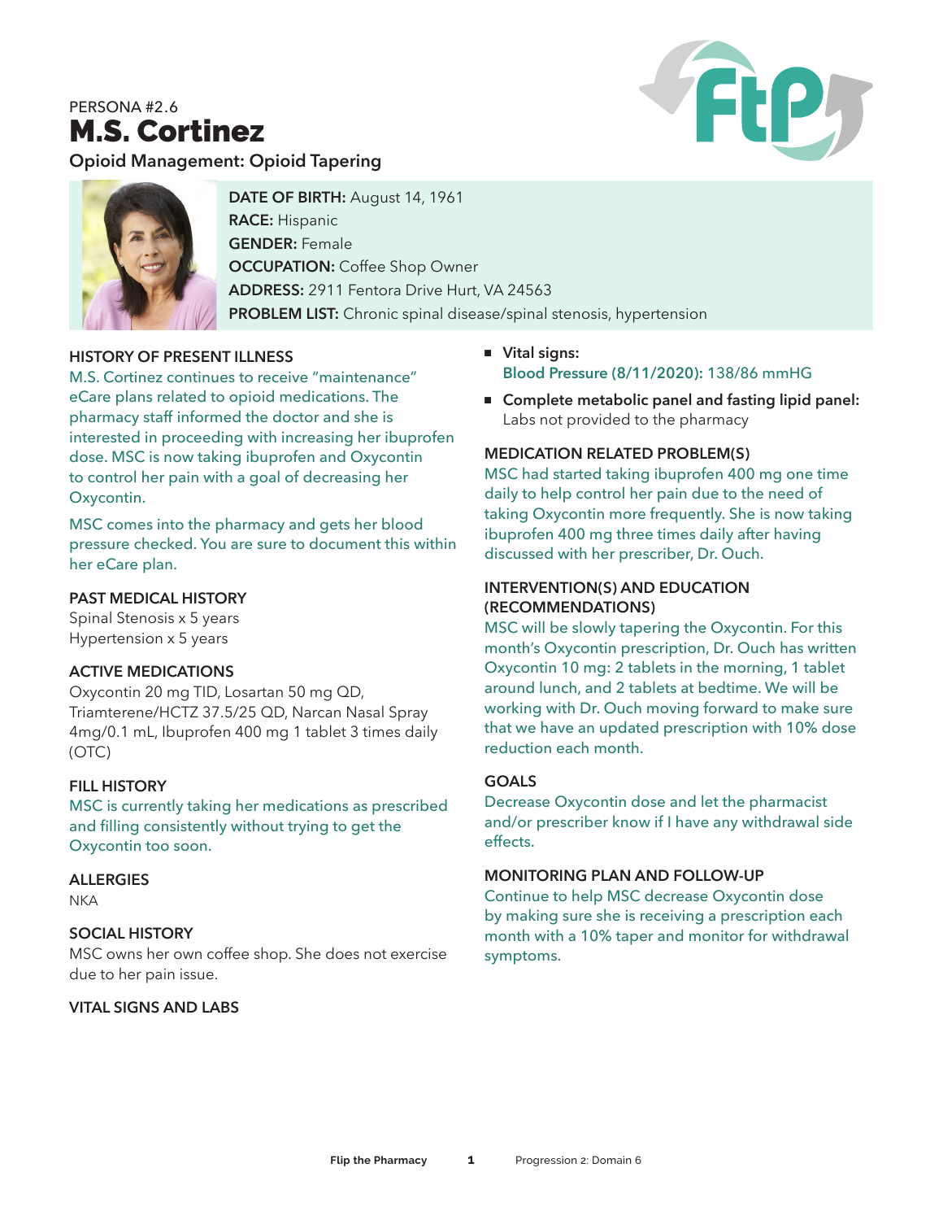PERSONA #2.6

# M.S. Cortinez

**Opioid Management: Opioid Tapering**

**DATE OF BIRTH:** August 14, 1961
**RACE:** Hispanic
**GENDER:** Female
**OCCUPATION:** Coffee Shop Owner
**ADDRESS:** 2911 Fentora Drive Hurt, VA 24563
**PROBLEM LIST:** Chronic spinal disease/spinal stenosis, hypertension

### HISTORY OF PRESENT ILLNESS

M.S. Cortinez continues to receive "maintenance" eCare plans related to opioid medications. The pharmacy staff informed the doctor and she is interested in proceeding with increasing her ibuprofen dose. MSC is now taking ibuprofen and Oxycontin to control her pain with a goal of decreasing her Oxycontin.

MSC comes into the pharmacy and gets her blood pressure checked. You are sure to document this within her eCare plan.

### PAST MEDICAL HISTORY

Spinal Stenosis x 5 years
Hypertension x 5 years

### ACTIVE MEDICATIONS

Oxycontin 20 mg TID, Losartan 50 mg QD, Triamterene/HCTZ 37.5/25 QD, Narcan Nasal Spray 4mg/0.1 mL, Ibuprofen 400 mg 1 tablet 3 times daily (OTC)

### FILL HISTORY

MSC is currently taking her medications as prescribed and filling consistently without trying to get the Oxycontin too soon.

### ALLERGIES

NKA

### SOCIAL HISTORY

MSC owns her own coffee shop. She does not exercise due to her pain issue.

### VITAL SIGNS AND LABS

- **Vital signs:**
  **Blood Pressure (8/11/2020):** 138/86 mmHG
- **Complete metabolic panel and fasting lipid panel:** Labs not provided to the pharmacy

### MEDICATION RELATED PROBLEM(S)

MSC had started taking ibuprofen 400 mg one time daily to help control her pain due to the need of taking Oxycontin more frequently. She is now taking ibuprofen 400 mg three times daily after having discussed with her prescriber, Dr. Ouch.

### INTERVENTION(S) AND EDUCATION (RECOMMENDATIONS)

MSC will be slowly tapering the Oxycontin. For this month's Oxycontin prescription, Dr. Ouch has written Oxycontin 10 mg: 2 tablets in the morning, 1 tablet around lunch, and 2 tablets at bedtime. We will be working with Dr. Ouch moving forward to make sure that we have an updated prescription with 10% dose reduction each month.

### GOALS

Decrease Oxycontin dose and let the pharmacist and/or prescriber know if I have any withdrawal side effects.

### MONITORING PLAN AND FOLLOW-UP

Continue to help MSC decrease Oxycontin dose by making sure she is receiving a prescription each month with a 10% taper and monitor for withdrawal symptoms.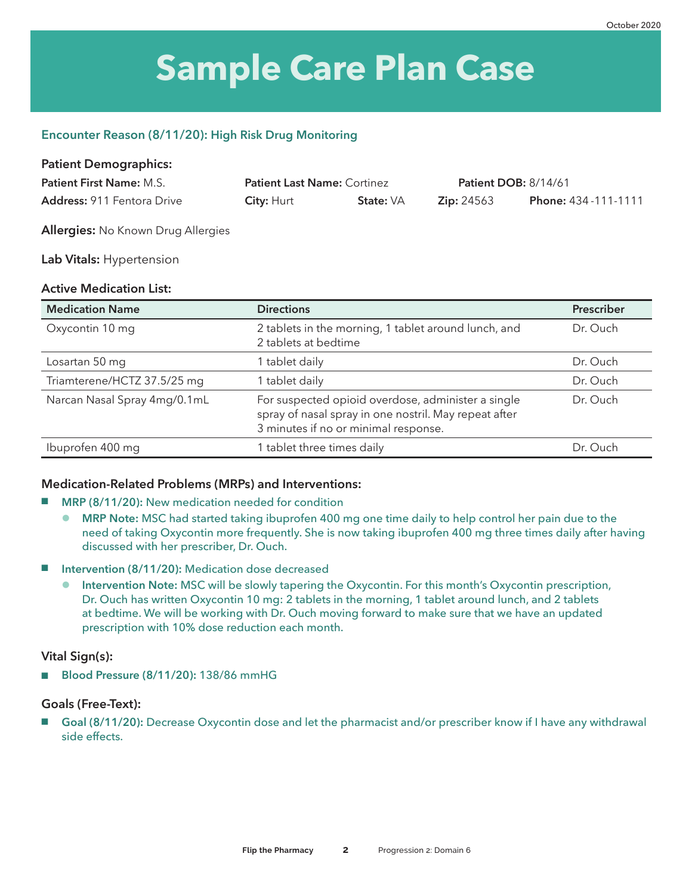# Sample Care Plan Case

**Encounter Reason (8/11/20): High Risk Drug Monitoring**

**Patient Demographics:**

**Patient First Name:** M.S. **Patient Last Name:** Cortinez **Patient DOB:** 8/14/61

**Address:** 911 Fentora Drive **City:** Hurt **State:** VA **Zip:** 24563 **Phone:** 434-111-1111

**Allergies:** No Known Drug Allergies

**Lab Vitals:** Hypertension

**Active Medication List:**

| Medication Name | Directions | Prescriber |
|---|---|---|
| Oxycontin 10 mg | 2 tablets in the morning, 1 tablet around lunch, and 2 tablets at bedtime | Dr. Ouch |
| Losartan 50 mg | 1 tablet daily | Dr. Ouch |
| Triamterene/HCTZ 37.5/25 mg | 1 tablet daily | Dr. Ouch |
| Narcan Nasal Spray 4mg/0.1mL | For suspected opioid overdose, administer a single spray of nasal spray in one nostril. May repeat after 3 minutes if no or minimal response. | Dr. Ouch |
| Ibuprofen 400 mg | 1 tablet three times daily | Dr. Ouch |

**Medication-Related Problems (MRPs) and Interventions:**

- **MRP (8/11/20):** New medication needed for condition
  - **MRP Note:** MSC had started taking ibuprofen 400 mg one time daily to help control her pain due to the need of taking Oxycontin more frequently. She is now taking ibuprofen 400 mg three times daily after having discussed with her prescriber, Dr. Ouch.
- **Intervention (8/11/20):** Medication dose decreased
  - **Intervention Note:** MSC will be slowly tapering the Oxycontin. For this month's Oxycontin prescription, Dr. Ouch has written Oxycontin 10 mg: 2 tablets in the morning, 1 tablet around lunch, and 2 tablets at bedtime. We will be working with Dr. Ouch moving forward to make sure that we have an updated prescription with 10% dose reduction each month.

**Vital Sign(s):**

- **Blood Pressure (8/11/20):** 138/86 mmHG

**Goals (Free-Text):**

- **Goal (8/11/20):** Decrease Oxycontin dose and let the pharmacist and/or prescriber know if I have any withdrawal side effects.